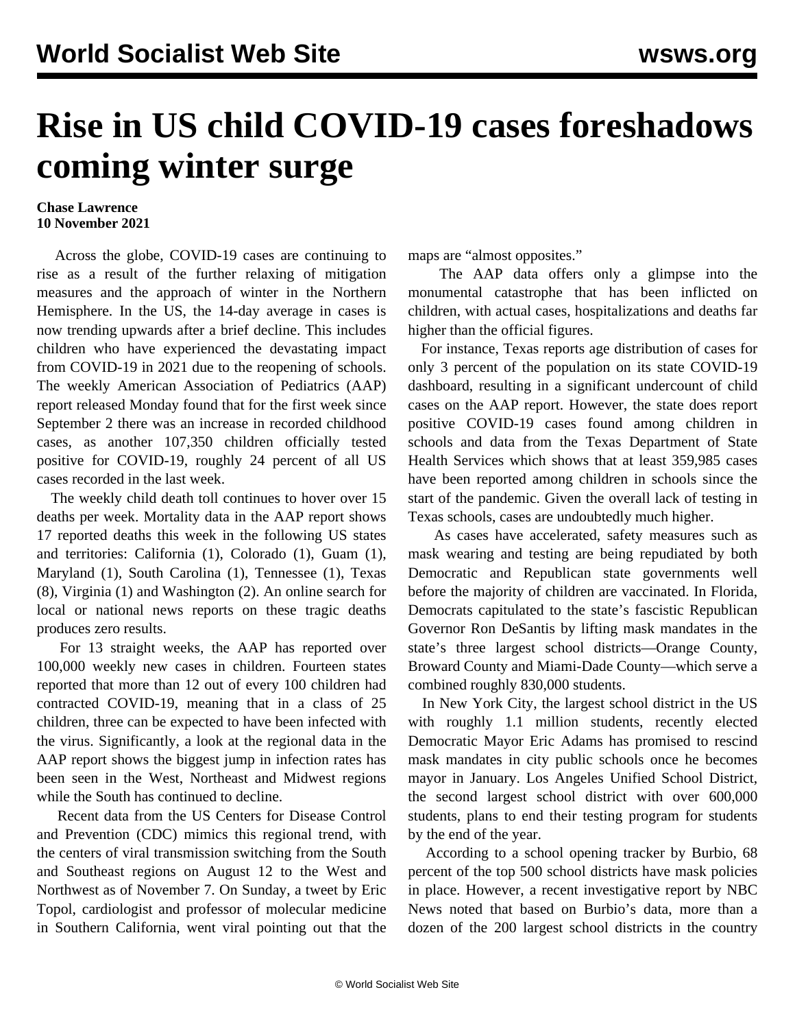# Rise in US child COVID-19 cases foreshadows coming winter surge

**Chase Lawrence**
**10 November 2021**

Across the globe, COVID-19 cases are continuing to rise as a result of the further relaxing of mitigation measures and the approach of winter in the Northern Hemisphere. In the US, the 14-day average in cases is now trending upwards after a brief decline. This includes children who have experienced the devastating impact from COVID-19 in 2021 due to the reopening of schools. The weekly American Association of Pediatrics (AAP) report released Monday found that for the first week since September 2 there was an increase in recorded childhood cases, as another 107,350 children officially tested positive for COVID-19, roughly 24 percent of all US cases recorded in the last week.

The weekly child death toll continues to hover over 15 deaths per week. Mortality data in the AAP report shows 17 reported deaths this week in the following US states and territories: California (1), Colorado (1), Guam (1), Maryland (1), South Carolina (1), Tennessee (1), Texas (8), Virginia (1) and Washington (2). An online search for local or national news reports on these tragic deaths produces zero results.

For 13 straight weeks, the AAP has reported over 100,000 weekly new cases in children. Fourteen states reported that more than 12 out of every 100 children had contracted COVID-19, meaning that in a class of 25 children, three can be expected to have been infected with the virus. Significantly, a look at the regional data in the AAP report shows the biggest jump in infection rates has been seen in the West, Northeast and Midwest regions while the South has continued to decline.

Recent data from the US Centers for Disease Control and Prevention (CDC) mimics this regional trend, with the centers of viral transmission switching from the South and Southeast regions on August 12 to the West and Northwest as of November 7. On Sunday, a tweet by Eric Topol, cardiologist and professor of molecular medicine in Southern California, went viral pointing out that the maps are "almost opposites."

The AAP data offers only a glimpse into the monumental catastrophe that has been inflicted on children, with actual cases, hospitalizations and deaths far higher than the official figures.

For instance, Texas reports age distribution of cases for only 3 percent of the population on its state COVID-19 dashboard, resulting in a significant undercount of child cases on the AAP report. However, the state does report positive COVID-19 cases found among children in schools and data from the Texas Department of State Health Services which shows that at least 359,985 cases have been reported among children in schools since the start of the pandemic. Given the overall lack of testing in Texas schools, cases are undoubtedly much higher.

As cases have accelerated, safety measures such as mask wearing and testing are being repudiated by both Democratic and Republican state governments well before the majority of children are vaccinated. In Florida, Democrats capitulated to the state's fascistic Republican Governor Ron DeSantis by lifting mask mandates in the state's three largest school districts—Orange County, Broward County and Miami-Dade County—which serve a combined roughly 830,000 students.

In New York City, the largest school district in the US with roughly 1.1 million students, recently elected Democratic Mayor Eric Adams has promised to rescind mask mandates in city public schools once he becomes mayor in January. Los Angeles Unified School District, the second largest school district with over 600,000 students, plans to end their testing program for students by the end of the year.

According to a school opening tracker by Burbio, 68 percent of the top 500 school districts have mask policies in place. However, a recent investigative report by NBC News noted that based on Burbio's data, more than a dozen of the 200 largest school districts in the country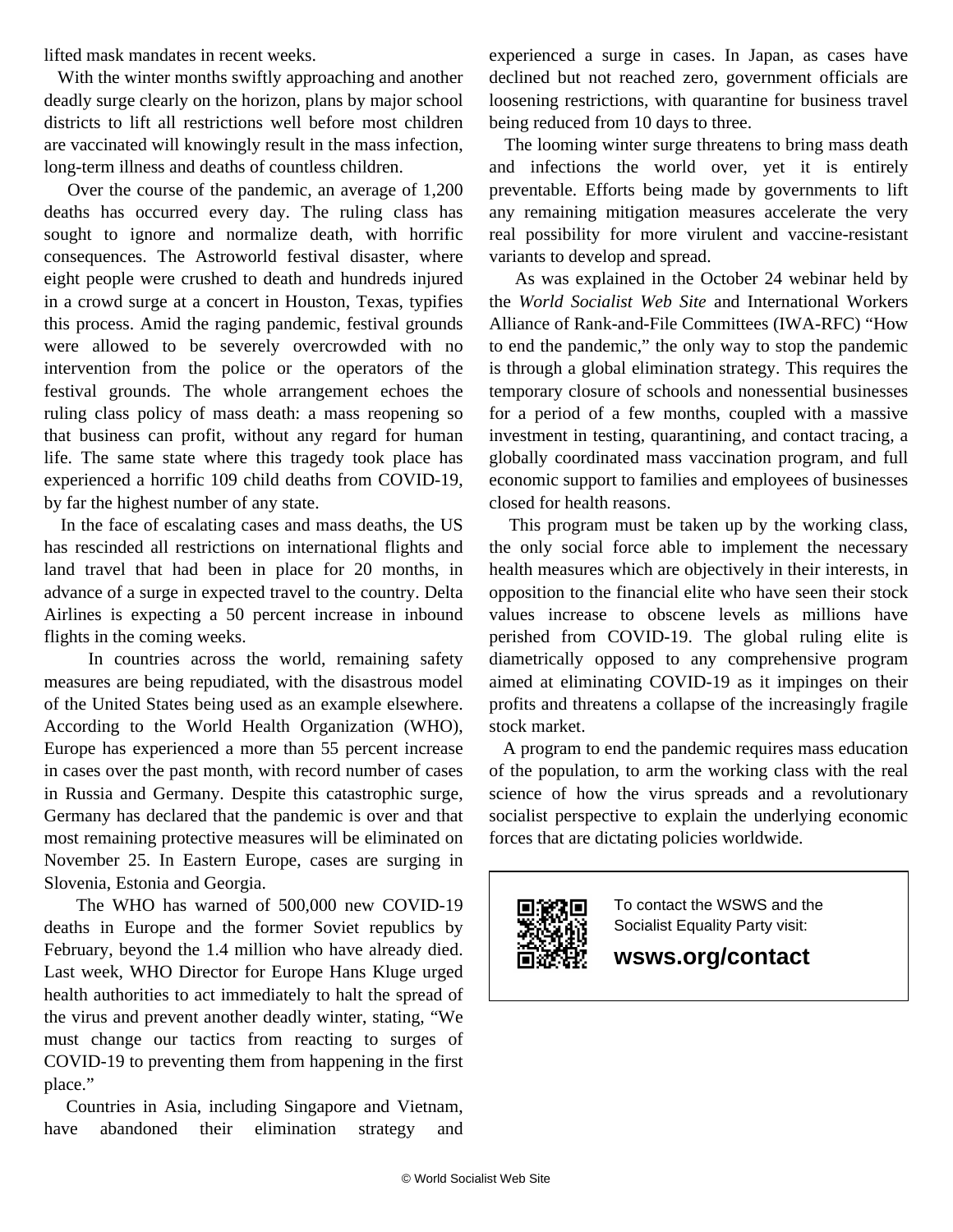lifted mask mandates in recent weeks.

With the winter months swiftly approaching and another deadly surge clearly on the horizon, plans by major school districts to lift all restrictions well before most children are vaccinated will knowingly result in the mass infection, long-term illness and deaths of countless children.

Over the course of the pandemic, an average of 1,200 deaths has occurred every day. The ruling class has sought to ignore and normalize death, with horrific consequences. The Astroworld festival disaster, where eight people were crushed to death and hundreds injured in a crowd surge at a concert in Houston, Texas, typifies this process. Amid the raging pandemic, festival grounds were allowed to be severely overcrowded with no intervention from the police or the operators of the festival grounds. The whole arrangement echoes the ruling class policy of mass death: a mass reopening so that business can profit, without any regard for human life. The same state where this tragedy took place has experienced a horrific 109 child deaths from COVID-19, by far the highest number of any state.

In the face of escalating cases and mass deaths, the US has rescinded all restrictions on international flights and land travel that had been in place for 20 months, in advance of a surge in expected travel to the country. Delta Airlines is expecting a 50 percent increase in inbound flights in the coming weeks.

In countries across the world, remaining safety measures are being repudiated, with the disastrous model of the United States being used as an example elsewhere. According to the World Health Organization (WHO), Europe has experienced a more than 55 percent increase in cases over the past month, with record number of cases in Russia and Germany. Despite this catastrophic surge, Germany has declared that the pandemic is over and that most remaining protective measures will be eliminated on November 25. In Eastern Europe, cases are surging in Slovenia, Estonia and Georgia.

The WHO has warned of 500,000 new COVID-19 deaths in Europe and the former Soviet republics by February, beyond the 1.4 million who have already died. Last week, WHO Director for Europe Hans Kluge urged health authorities to act immediately to halt the spread of the virus and prevent another deadly winter, stating, “We must change our tactics from reacting to surges of COVID-19 to preventing them from happening in the first place.”

Countries in Asia, including Singapore and Vietnam, have abandoned their elimination strategy and experienced a surge in cases. In Japan, as cases have declined but not reached zero, government officials are loosening restrictions, with quarantine for business travel being reduced from 10 days to three.

The looming winter surge threatens to bring mass death and infections the world over, yet it is entirely preventable. Efforts being made by governments to lift any remaining mitigation measures accelerate the very real possibility for more virulent and vaccine-resistant variants to develop and spread.

As was explained in the October 24 webinar held by the *World Socialist Web Site* and International Workers Alliance of Rank-and-File Committees (IWA-RFC) “How to end the pandemic,” the only way to stop the pandemic is through a global elimination strategy. This requires the temporary closure of schools and nonessential businesses for a period of a few months, coupled with a massive investment in testing, quarantining, and contact tracing, a globally coordinated mass vaccination program, and full economic support to families and employees of businesses closed for health reasons.

This program must be taken up by the working class, the only social force able to implement the necessary health measures which are objectively in their interests, in opposition to the financial elite who have seen their stock values increase to obscene levels as millions have perished from COVID-19. The global ruling elite is diametrically opposed to any comprehensive program aimed at eliminating COVID-19 as it impinges on their profits and threatens a collapse of the increasingly fragile stock market.

A program to end the pandemic requires mass education of the population, to arm the working class with the real science of how the virus spreads and a revolutionary socialist perspective to explain the underlying economic forces that are dictating policies worldwide.

To contact the WSWS and the Socialist Equality Party visit:

**wsws.org/contact**